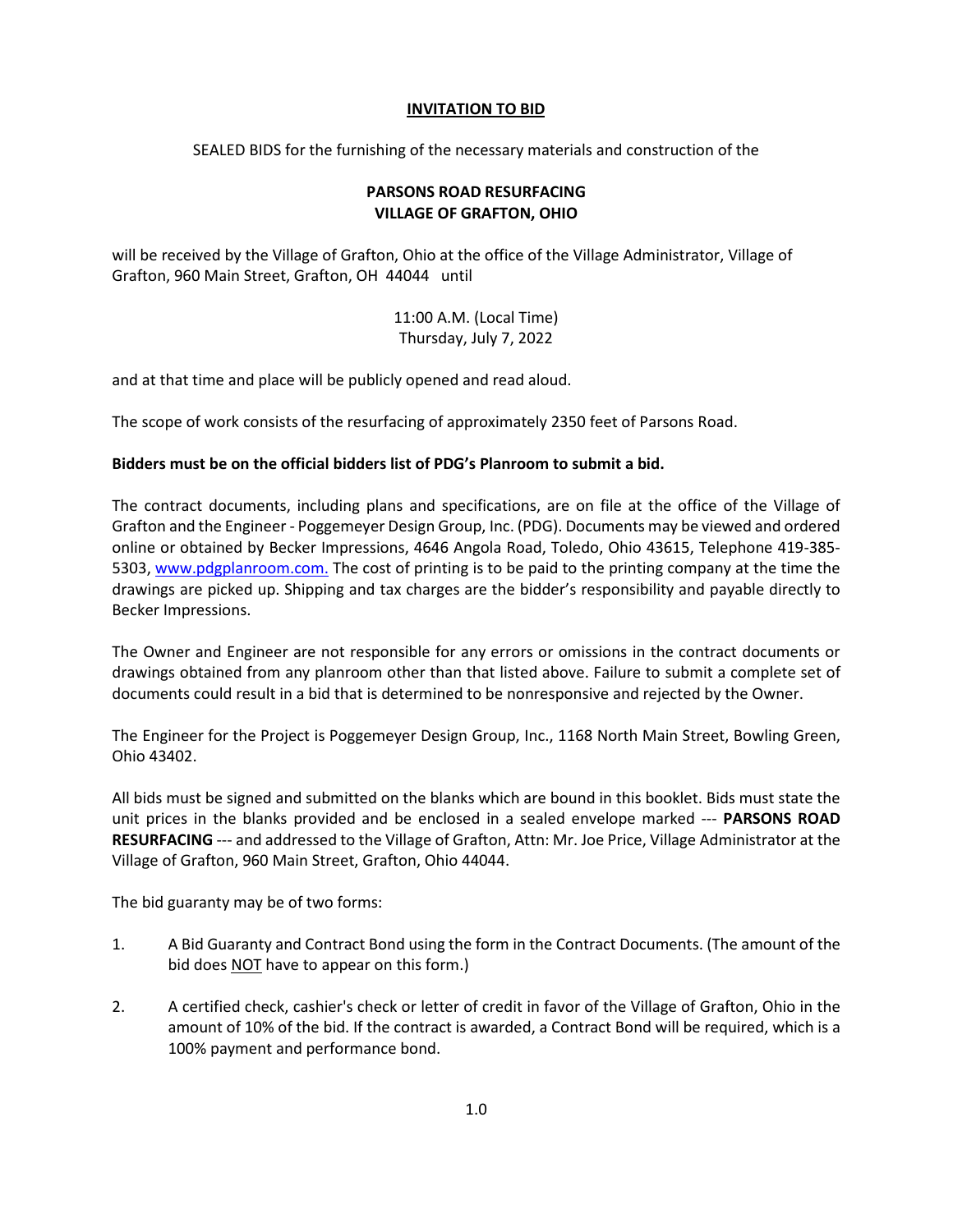# INVITATION TO BID

SEALED BIDS for the furnishing of the necessary materials and construction of the

**PARSONS ROAD RESURFACING**
**VILLAGE OF GRAFTON, OHIO**

will be received by the Village of Grafton, Ohio at the office of the Village Administrator, Village of Grafton, 960 Main Street, Grafton, OH 44044 until

11:00 A.M. (Local Time)
Thursday, July 7, 2022

and at that time and place will be publicly opened and read aloud.

The scope of work consists of the resurfacing of approximately 2350 feet of Parsons Road.

**Bidders must be on the official bidders list of PDG's Planroom to submit a bid.**

The contract documents, including plans and specifications, are on file at the office of the Village of Grafton and the Engineer - Poggemeyer Design Group, Inc. (PDG). Documents may be viewed and ordered online or obtained by Becker Impressions, 4646 Angola Road, Toledo, Ohio 43615, Telephone 419-385-5303, www.pdgplanroom.com. The cost of printing is to be paid to the printing company at the time the drawings are picked up. Shipping and tax charges are the bidder's responsibility and payable directly to Becker Impressions.

The Owner and Engineer are not responsible for any errors or omissions in the contract documents or drawings obtained from any planroom other than that listed above. Failure to submit a complete set of documents could result in a bid that is determined to be nonresponsive and rejected by the Owner.

The Engineer for the Project is Poggemeyer Design Group, Inc., 1168 North Main Street, Bowling Green, Ohio 43402.

All bids must be signed and submitted on the blanks which are bound in this booklet. Bids must state the unit prices in the blanks provided and be enclosed in a sealed envelope marked --- **PARSONS ROAD RESURFACING** --- and addressed to the Village of Grafton, Attn: Mr. Joe Price, Village Administrator at the Village of Grafton, 960 Main Street, Grafton, Ohio 44044.

The bid guaranty may be of two forms:

1. A Bid Guaranty and Contract Bond using the form in the Contract Documents. (The amount of the bid does NOT have to appear on this form.)
2. A certified check, cashier's check or letter of credit in favor of the Village of Grafton, Ohio in the amount of 10% of the bid. If the contract is awarded, a Contract Bond will be required, which is a 100% payment and performance bond.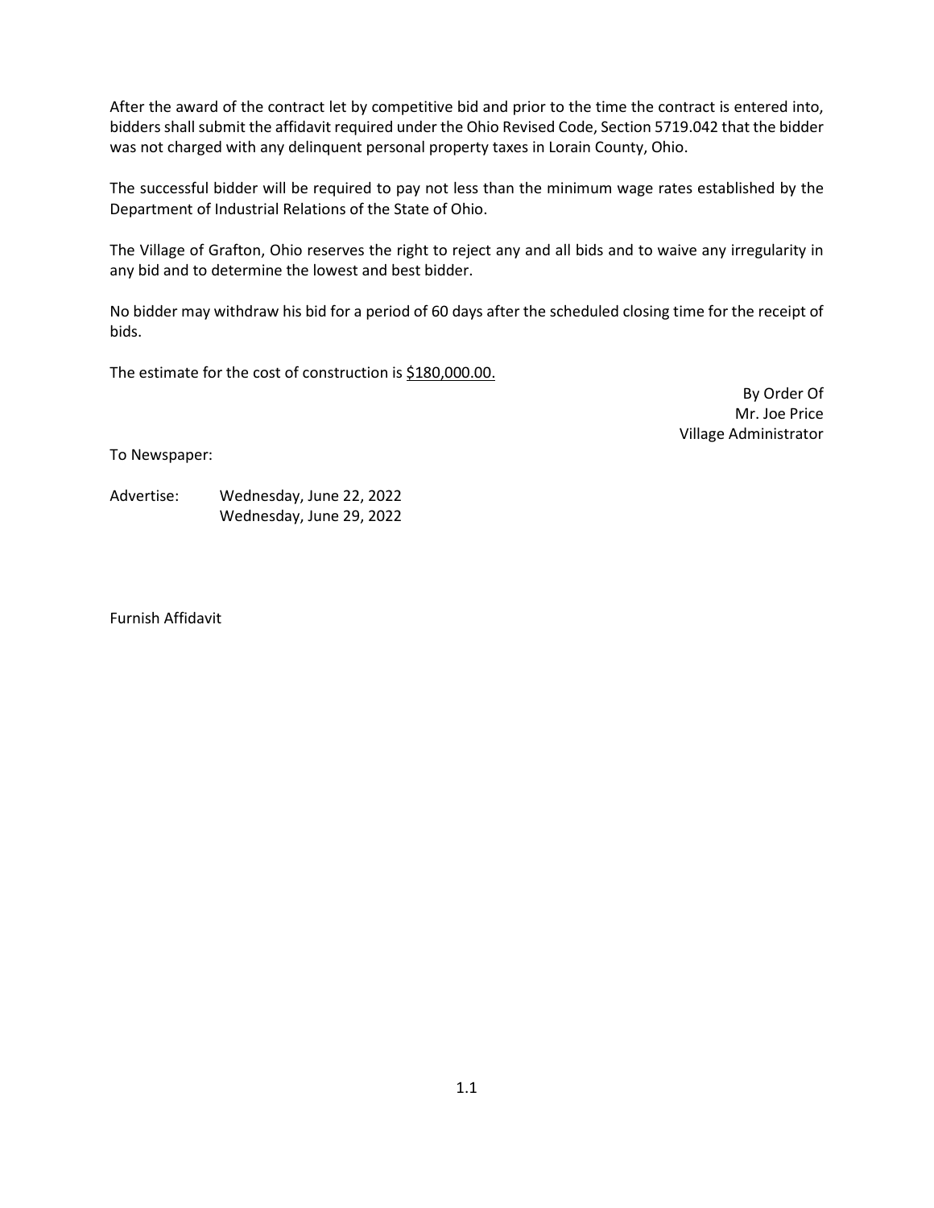After the award of the contract let by competitive bid and prior to the time the contract is entered into, bidders shall submit the affidavit required under the Ohio Revised Code, Section 5719.042 that the bidder was not charged with any delinquent personal property taxes in Lorain County, Ohio.

The successful bidder will be required to pay not less than the minimum wage rates established by the Department of Industrial Relations of the State of Ohio.

The Village of Grafton, Ohio reserves the right to reject any and all bids and to waive any irregularity in any bid and to determine the lowest and best bidder.

No bidder may withdraw his bid for a period of 60 days after the scheduled closing time for the receipt of bids.

The estimate for the cost of construction is <u>$180,000.00.</u>

By Order Of
Mr. Joe Price
Village Administrator

To Newspaper:

Advertise: Wednesday, June 22, 2022
Wednesday, June 29, 2022

Furnish Affidavit